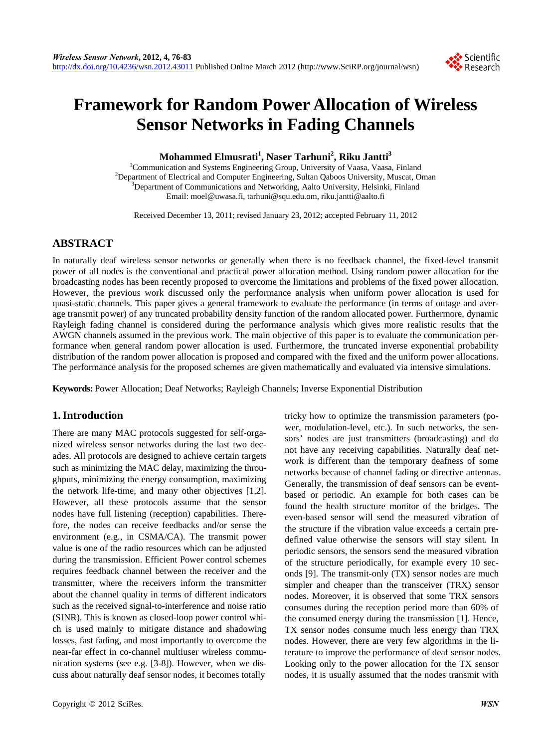# Framework for Random Power Allocation of Wireless Sensor Networks in Fading Channels

**Mohammed Elmusrati[1], Naser Tarhuni[2], Riku Jantti[3]**

[1]Communication and Systems Engineering Group, University of Vaasa, Vaasa, Finland
[2]Department of Electrical and Computer Engineering, Sultan Qaboos University, Muscat, Oman
[3]Department of Communications and Networking, Aalto University, Helsinki, Finland
Email: moel@uwasa.fi, tarhuni@squ.edu.om, riku.jantti@aalto.fi

Received December 13, 2011; revised January 23, 2012; accepted February 11, 2012

## ABSTRACT

In naturally deaf wireless sensor networks or generally when there is no feedback channel, the fixed-level transmit power of all nodes is the conventional and practical power allocation method. Using random power allocation for the broadcasting nodes has been recently proposed to overcome the limitations and problems of the fixed power allocation. However, the previous work discussed only the performance analysis when uniform power allocation is used for quasi-static channels. This paper gives a general framework to evaluate the performance (in terms of outage and average transmit power) of any truncated probability density function of the random allocated power. Furthermore, dynamic Rayleigh fading channel is considered during the performance analysis which gives more realistic results that the AWGN channels assumed in the previous work. The main objective of this paper is to evaluate the communication performance when general random power allocation is used. Furthermore, the truncated inverse exponential probability distribution of the random power allocation is proposed and compared with the fixed and the uniform power allocations. The performance analysis for the proposed schemes are given mathematically and evaluated via intensive simulations.

**Keywords:** Power Allocation; Deaf Networks; Rayleigh Channels; Inverse Exponential Distribution

## 1. Introduction

There are many MAC protocols suggested for self-organized wireless sensor networks during the last two decades. All protocols are designed to achieve certain targets such as minimizing the MAC delay, maximizing the throughputs, minimizing the energy consumption, maximizing the network life-time, and many other objectives [1,2]. However, all these protocols assume that the sensor nodes have full listening (reception) capabilities. Therefore, the nodes can receive feedbacks and/or sense the environment (e.g., in CSMA/CA). The transmit power value is one of the radio resources which can be adjusted during the transmission. Efficient Power control schemes requires feedback channel between the receiver and the transmitter, where the receivers inform the transmitter about the channel quality in terms of different indicators such as the received signal-to-interference and noise ratio (SINR). This is known as closed-loop power control which is used mainly to mitigate distance and shadowing losses, fast fading, and most importantly to overcome the near-far effect in co-channel multiuser wireless communication systems (see e.g. [3-8]). However, when we discuss about naturally deaf sensor nodes, it becomes totally tricky how to optimize the transmission parameters (power, modulation-level, etc.). In such networks, the sensors' nodes are just transmitters (broadcasting) and do not have any receiving capabilities. Naturally deaf network is different than the temporary deafness of some networks because of channel fading or directive antennas. Generally, the transmission of deaf sensors can be event-based or periodic. An example for both cases can be found the health structure monitor of the bridges. The even-based sensor will send the measured vibration of the structure if the vibration value exceeds a certain predefined value otherwise the sensors will stay silent. In periodic sensors, the sensors send the measured vibration of the structure periodically, for example every 10 seconds [9]. The transmit-only (TX) sensor nodes are much simpler and cheaper than the transceiver (TRX) sensor nodes. Moreover, it is observed that some TRX sensors consumes during the reception period more than 60% of the consumed energy during the transmission [1]. Hence, TX sensor nodes consume much less energy than TRX nodes. However, there are very few algorithms in the literature to improve the performance of deaf sensor nodes. Looking only to the power allocation for the TX sensor nodes, it is usually assumed that the nodes transmit with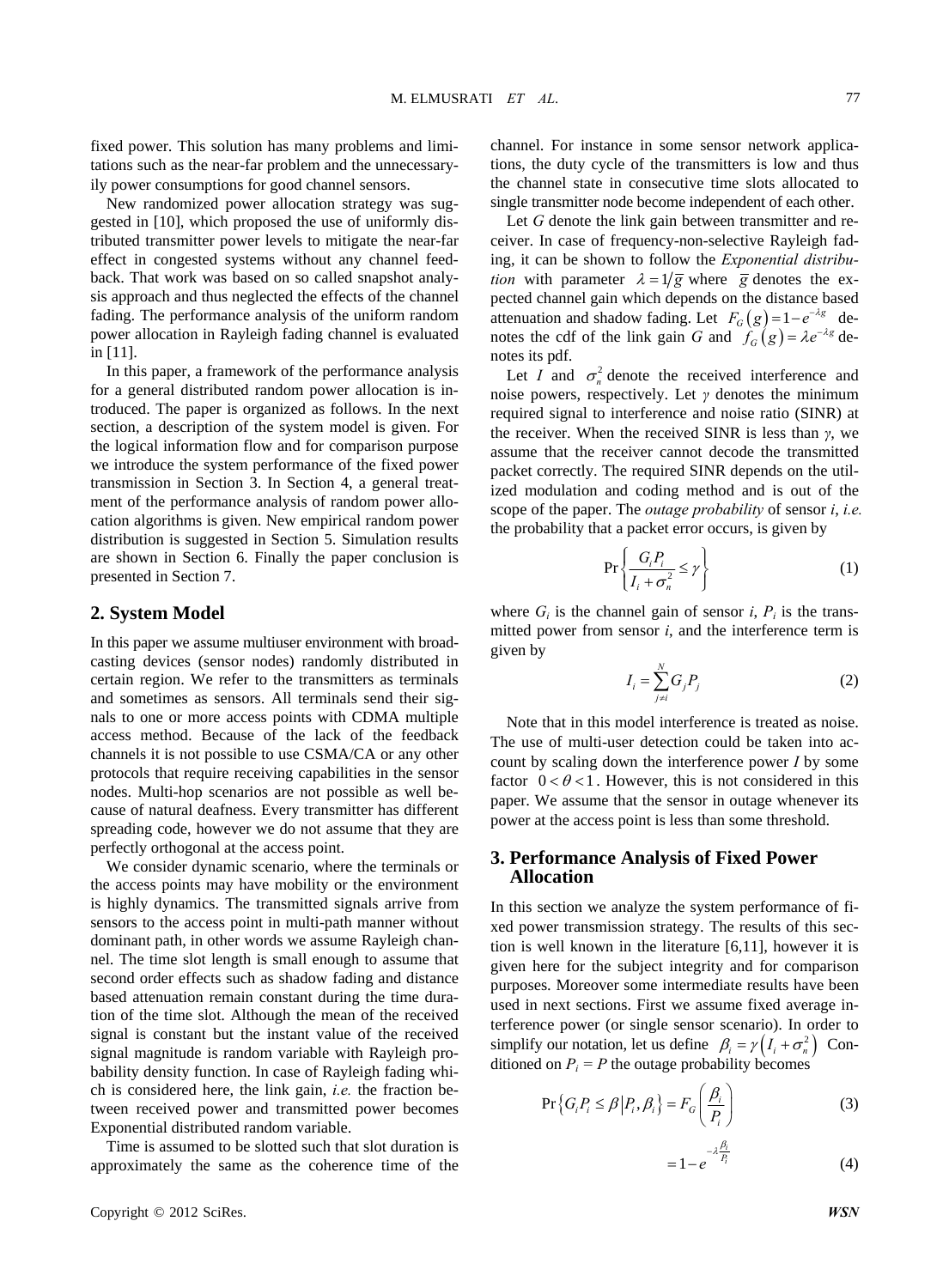fixed power. This solution has many problems and limitations such as the near-far problem and the unnecessaryily power consumptions for good channel sensors.

New randomized power allocation strategy was suggested in [10], which proposed the use of uniformly distributed transmitter power levels to mitigate the near-far effect in congested systems without any channel feedback. That work was based on so called snapshot analysis approach and thus neglected the effects of the channel fading. The performance analysis of the uniform random power allocation in Rayleigh fading channel is evaluated in [11].

In this paper, a framework of the performance analysis for a general distributed random power allocation is introduced. The paper is organized as follows. In the next section, a description of the system model is given. For the logical information flow and for comparison purpose we introduce the system performance of the fixed power transmission in Section 3. In Section 4, a general treatment of the performance analysis of random power allocation algorithms is given. New empirical random power distribution is suggested in Section 5. Simulation results are shown in Section 6. Finally the paper conclusion is presented in Section 7.

## 2. System Model

In this paper we assume multiuser environment with broadcasting devices (sensor nodes) randomly distributed in certain region. We refer to the transmitters as terminals and sometimes as sensors. All terminals send their signals to one or more access points with CDMA multiple access method. Because of the lack of the feedback channels it is not possible to use CSMA/CA or any other protocols that require receiving capabilities in the sensor nodes. Multi-hop scenarios are not possible as well because of natural deafness. Every transmitter has different spreading code, however we do not assume that they are perfectly orthogonal at the access point.

We consider dynamic scenario, where the terminals or the access points may have mobility or the environment is highly dynamics. The transmitted signals arrive from sensors to the access point in multi-path manner without dominant path, in other words we assume Rayleigh channel. The time slot length is small enough to assume that second order effects such as shadow fading and distance based attenuation remain constant during the time duration of the time slot. Although the mean of the received signal is constant but the instant value of the received signal magnitude is random variable with Rayleigh probability density function. In case of Rayleigh fading which is considered here, the link gain, *i.e.* the fraction between received power and transmitted power becomes Exponential distributed random variable.

Time is assumed to be slotted such that slot duration is approximately the same as the coherence time of the channel. For instance in some sensor network applications, the duty cycle of the transmitters is low and thus the channel state in consecutive time slots allocated to single transmitter node become independent of each other.

Let $G$ denote the link gain between transmitter and receiver. In case of frequency-non-selective Rayleigh fading, it can be shown to follow the *Exponential distribution* with parameter $\lambda = 1/\bar{g}$ where $\bar{g}$ denotes the expected channel gain which depends on the distance based attenuation and shadow fading. Let $F_G(g) = 1 - e^{-\lambda g}$ denotes the cdf of the link gain $G$ and $f_G(g) = \lambda e^{-\lambda g}$ denotes its pdf.

Let $I$ and $\sigma_n^2$ denote the received interference and noise powers, respectively. Let $\gamma$ denotes the minimum required signal to interference and noise ratio (SINR) at the receiver. When the received SINR is less than $\gamma$, we assume that the receiver cannot decode the transmitted packet correctly. The required SINR depends on the utilized modulation and coding method and is out of the scope of the paper. The *outage probability* of sensor $i$, *i.e.* the probability that a packet error occurs, is given by

$$\Pr\left\{\frac{G_i P_i}{I_i + \sigma_n^2} \le \gamma\right\} \tag{1}$$

where $G_i$ is the channel gain of sensor $i$, $P_i$ is the transmitted power from sensor $i$, and the interference term is given by

$$I_i = \sum_{j \ne i}^{N} G_j P_j \tag{2}$$

Note that in this model interference is treated as noise. The use of multi-user detection could be taken into account by scaling down the interference power $I$ by some factor $0 < \theta < 1$. However, this is not considered in this paper. We assume that the sensor in outage whenever its power at the access point is less than some threshold.

## 3. Performance Analysis of Fixed Power Allocation

In this section we analyze the system performance of fixed power transmission strategy. The results of this section is well known in the literature [6,11], however it is given here for the subject integrity and for comparison purposes. Moreover some intermediate results have been used in next sections. First we assume fixed average interference power (or single sensor scenario). In order to simplify our notation, let us define $\beta_i = \gamma\left(I_i + \sigma_n^2\right)$ Conditioned on $P_i = P$ the outage probability becomes

$$\Pr\left\{G_i P_i \le \beta \middle| P_i, \beta_i\right\} = F_G\left(\frac{\beta_i}{P_i}\right) \tag{3}$$

$$= 1 - e^{-\lambda \frac{\beta_i}{P_i}} \tag{4}$$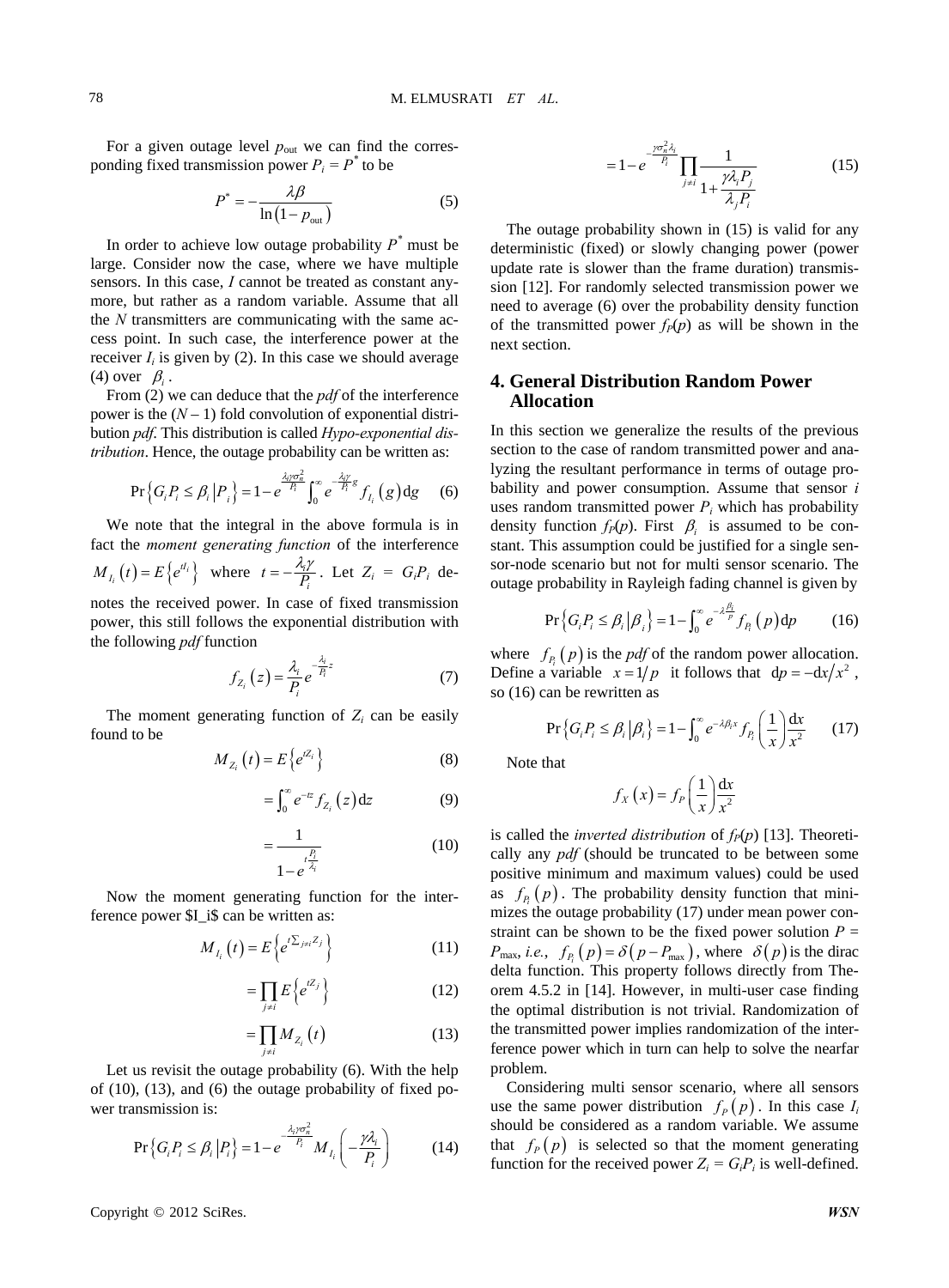For a given outage level $p_{\text{out}}$ we can find the corresponding fixed transmission power $P_i = P^*$ to be

$$P^* = -\frac{\lambda\beta}{\ln(1-p_{\text{out}})} \tag{5}$$

In order to achieve low outage probability $P^*$ must be large. Consider now the case, where we have multiple sensors. In this case, $I$ cannot be treated as constant anymore, but rather as a random variable. Assume that all the $N$ transmitters are communicating with the same access point. In such case, the interference power at the receiver $I_i$ is given by (2). In this case we should average (4) over $\beta_i$.

From (2) we can deduce that the *pdf* of the interference power is the $(N-1)$ fold convolution of exponential distribution *pdf*. This distribution is called *Hypo-exponential distribution*. Hence, the outage probability can be written as:

$$\Pr\{G_i P_i \le \beta_i | P_i\} = 1 - e^{\frac{\lambda_i\gamma\sigma_n^2}{P_i}} \int_0^\infty e^{-\frac{\lambda_i\gamma}{P_i}g} f_{I_i}(g)\,\mathrm{d}g \tag{6}$$

We note that the integral in the above formula is in fact the *moment generating function* of the interference $M_{I_i}(t) = E\{e^{tI_i}\}$ where $t = -\frac{\lambda_i\gamma}{P_i}$. Let $Z_i = G_i P_i$ denotes the received power. In case of fixed transmission power, this still follows the exponential distribution with the following *pdf* function

$$f_{Z_i}(z) = \frac{\lambda_i}{P_i} e^{-\frac{\lambda_i}{P_i}z} \tag{7}$$

The moment generating function of $Z_i$ can be easily found to be

$$M_{Z_i}(t) = E\{e^{tZ_i}\} \tag{8}$$

$$= \int_0^\infty e^{-tz} f_{Z_i}(z)\,\mathrm{d}z \tag{9}$$

$$= \frac{1}{1 - e^{t\frac{P_i}{\lambda_i}}} \tag{10}$$

Now the moment generating function for the interference power $I_i$ can be written as:

$$M_{I_i}(t) = E\left\{e^{t\sum_{j\ne i} Z_j}\right\} \tag{11}$$

$$= \prod_{j\ne i} E\{e^{tZ_j}\} \tag{12}$$

$$= \prod_{j\ne i} M_{Z_i}(t) \tag{13}$$

Let us revisit the outage probability (6). With the help of (10), (13), and (6) the outage probability of fixed power transmission is:

$$\Pr\{G_i P_i \le \beta_i | P_i\} = 1 - e^{-\frac{\lambda_i\gamma\sigma_n^2}{P_i}} M_{I_i}\left(-\frac{\gamma\lambda_i}{P_i}\right) \tag{14}$$

$$= 1 - e^{-\frac{\gamma\sigma_n^2\lambda_i}{P_i}} \prod_{j\ne i} \frac{1}{1 + \frac{\gamma\lambda_i P_j}{\lambda_j P_i}} \tag{15}$$

The outage probability shown in (15) is valid for any deterministic (fixed) or slowly changing power (power update rate is slower than the frame duration) transmission [12]. For randomly selected transmission power we need to average (6) over the probability density function of the transmitted power $f_P(p)$ as will be shown in the next section.

## 4. General Distribution Random Power Allocation

In this section we generalize the results of the previous section to the case of random transmitted power and analyzing the resultant performance in terms of outage probability and power consumption. Assume that sensor $i$ uses random transmitted power $P_i$ which has probability density function $f_P(p)$. First $\beta_i$ is assumed to be constant. This assumption could be justified for a single sensor-node scenario but not for multi sensor scenario. The outage probability in Rayleigh fading channel is given by

$$\Pr\{G_i P_i \le \beta_i | \beta_i\} = 1 - \int_0^\infty e^{-\lambda\frac{\beta_i}{p}} f_{P_i}(p)\,\mathrm{d}p \tag{16}$$

where $f_{P_i}(p)$ is the *pdf* of the random power allocation. Define a variable $x = 1/p$ it follows that $\mathrm{d}p = -\mathrm{d}x/x^2$, so (16) can be rewritten as

$$\Pr\{G_i P_i \le \beta_i | \beta_i\} = 1 - \int_0^\infty e^{-\lambda\beta_i x} f_{P_i}\left(\frac{1}{x}\right)\frac{\mathrm{d}x}{x^2} \tag{17}$$

Note that

$$f_X(x) = f_P\left(\frac{1}{x}\right)\frac{\mathrm{d}x}{x^2}$$

is called the *inverted distribution* of $f_P(p)$ [13]. Theoretically any *pdf* (should be truncated to be between some positive minimum and maximum values) could be used as $f_{P_i}(p)$. The probability density function that minimizes the outage probability (17) under mean power constraint can be shown to be the fixed power solution $P = P_{\max}$, *i.e.*, $f_{P_i}(p) = \delta(p - P_{\max})$, where $\delta(p)$ is the dirac delta function. This property follows directly from Theorem 4.5.2 in [14]. However, in multi-user case finding the optimal distribution is not trivial. Randomization of the transmitted power implies randomization of the interference power which in turn can help to solve the nearfar problem.

Considering multi sensor scenario, where all sensors use the same power distribution $f_P(p)$. In this case $I_i$ should be considered as a random variable. We assume that $f_P(p)$ is selected so that the moment generating function for the received power $Z_i = G_i P_i$ is well-defined.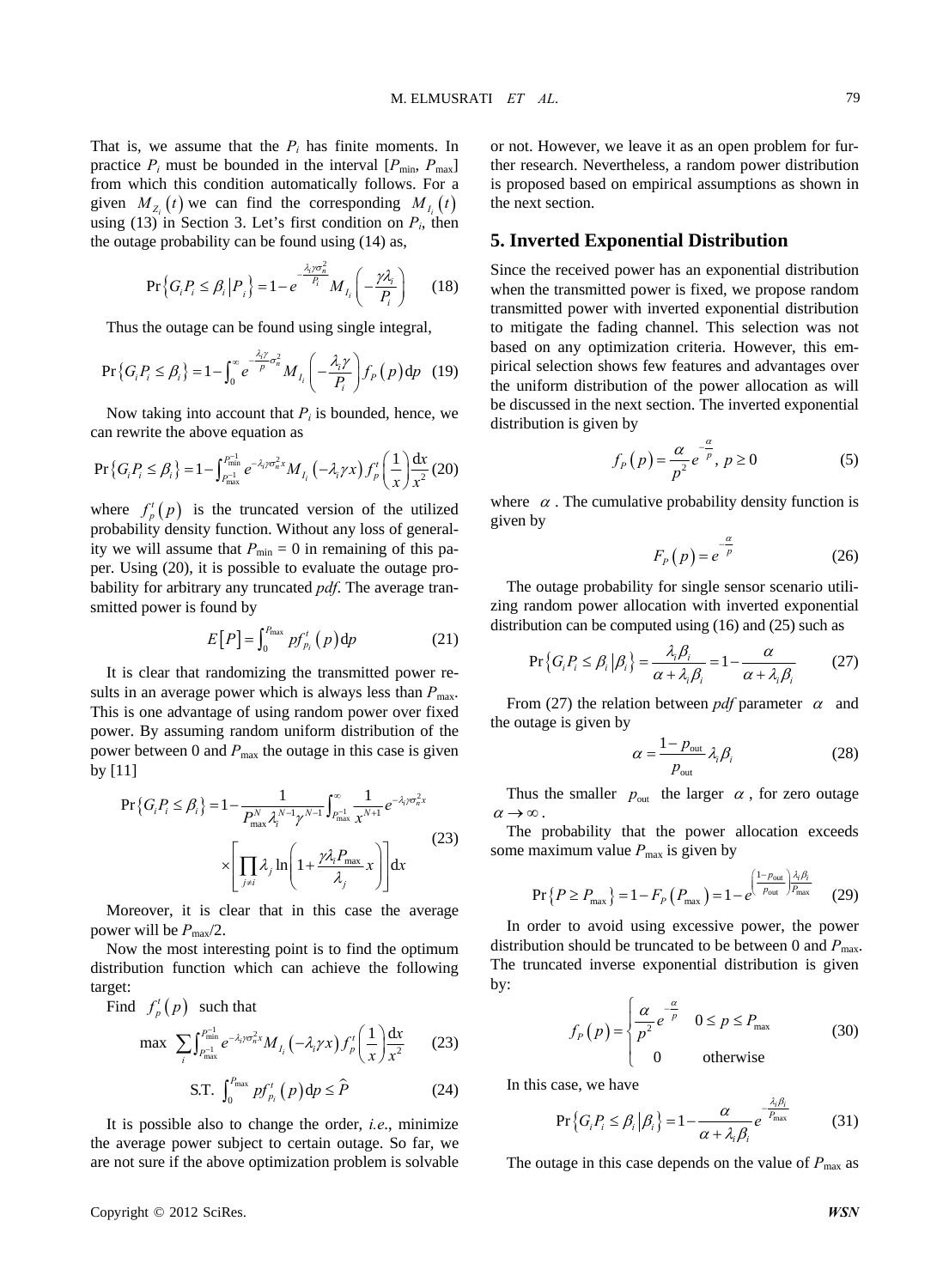That is, we assume that the $P_i$ has finite moments. In practice $P_i$ must be bounded in the interval [$P_{\min}$, $P_{\max}$] from which this condition automatically follows. For a given $M_{Z_i}(t)$ we can find the corresponding $M_{I_i}(t)$ using (13) in Section 3. Let's first condition on $P_i$, then the outage probability can be found using (14) as,

$$\Pr\{G_i P_i \le \beta_i | P_i\} = 1 - e^{-\frac{\lambda_i \gamma \sigma_n^2}{P_i}} M_{I_i}\left(-\frac{\gamma \lambda_i}{P_i}\right) \quad (18)$$

Thus the outage can be found using single integral,

$$\Pr\{G_i P_i \le \beta_i\} = 1 - \int_0^{\infty} e^{-\frac{\lambda_i \gamma}{p}\sigma_n^2} M_{I_i}\left(-\frac{\lambda_i \gamma}{P_i}\right) f_P(p)\,\mathrm{d}p \quad (19)$$

Now taking into account that $P_i$ is bounded, hence, we can rewrite the above equation as

$$\Pr\{G_i P_i \le \beta_i\} = 1 - \int_{P_{\max}^{-1}}^{P_{\min}^{-1}} e^{-\lambda_i \gamma \sigma_n^2 x} M_{I_i}(-\lambda_i \gamma x) f_p^t\left(\frac{1}{x}\right)\frac{\mathrm{d}x}{x^2} \quad (20)$$

where $f_p^t(p)$ is the truncated version of the utilized probability density function. Without any loss of generality we will assume that $P_{\min} = 0$ in remaining of this paper. Using (20), it is possible to evaluate the outage probability for arbitrary any truncated *pdf*. The average transmitted power is found by

$$E[P] = \int_0^{P_{\max}} p f_{p_i}^t(p)\,\mathrm{d}p \quad (21)$$

It is clear that randomizing the transmitted power results in an average power which is always less than $P_{\max}$. This is one advantage of using random power over fixed power. By assuming random uniform distribution of the power between 0 and $P_{\max}$ the outage in this case is given by [11]

$$\Pr\{G_i P_i \le \beta_i\} = 1 - \frac{1}{P_{\max}^N \lambda_i^{N-1} \gamma^{N-1}} \int_{P_{\max}^{-1}}^{\infty} \frac{1}{x^{N+1}} e^{-\lambda_i \gamma \sigma_n^2 x} \times \left[\prod_{j \ne i} \lambda_j \ln\left(1 + \frac{\gamma \lambda_i P_{\max}}{\lambda_j} x\right)\right] \mathrm{d}x \quad (23)$$

Moreover, it is clear that in this case the average power will be $P_{\max}/2$.

Now the most interesting point is to find the optimum distribution function which can achieve the following target:

Find $f_p^t(p)$ such that

$$\max \sum_i \int_{P_{\max}^{-1}}^{P_{\min}^{-1}} e^{-\lambda_i \gamma \sigma_n^2 x} M_{I_i}(-\lambda_i \gamma x) f_p^t\left(\frac{1}{x}\right)\frac{\mathrm{d}x}{x^2} \quad (23)$$

$$\text{S.T.} \int_0^{P_{\max}} p f_{p_i}^t(p)\,\mathrm{d}p \le \hat{P} \quad (24)$$

It is possible also to change the order, *i.e.*, minimize the average power subject to certain outage. So far, we are not sure if the above optimization problem is solvable or not. However, we leave it as an open problem for further research. Nevertheless, a random power distribution is proposed based on empirical assumptions as shown in the next section.

## 5. Inverted Exponential Distribution

Since the received power has an exponential distribution when the transmitted power is fixed, we propose random transmitted power with inverted exponential distribution to mitigate the fading channel. This selection was not based on any optimization criteria. However, this empirical selection shows few features and advantages over the uniform distribution of the power allocation as will be discussed in the next section. The inverted exponential distribution is given by

$$f_P(p) = \frac{\alpha}{p^2} e^{-\frac{\alpha}{p}},\ p \ge 0 \quad (5)$$

where $\alpha$. The cumulative probability density function is given by

$$F_P(p) = e^{-\frac{\alpha}{p}} \quad (26)$$

The outage probability for single sensor scenario utilizing random power allocation with inverted exponential distribution can be computed using (16) and (25) such as

$$\Pr\{G_i P_i \le \beta_i | \beta_i\} = \frac{\lambda_i \beta_i}{\alpha + \lambda_i \beta_i} = 1 - \frac{\alpha}{\alpha + \lambda_i \beta_i} \quad (27)$$

From (27) the relation between *pdf* parameter $\alpha$ and the outage is given by

$$\alpha = \frac{1 - p_{\text{out}}}{p_{\text{out}}} \lambda_i \beta_i \quad (28)$$

Thus the smaller $p_{\text{out}}$ the larger $\alpha$, for zero outage $\alpha \to \infty$.

The probability that the power allocation exceeds some maximum value $P_{\max}$ is given by

$$\Pr\{P \ge P_{\max}\} = 1 - F_P(P_{\max}) = 1 - e^{\left(\frac{1 - p_{\text{out}}}{p_{\text{out}}}\right)\frac{\lambda_i \beta_i}{P_{\max}}} \quad (29)$$

In order to avoid using excessive power, the power distribution should be truncated to be between 0 and $P_{\max}$. The truncated inverse exponential distribution is given by:

$$f_P(p) = \begin{cases} \frac{\alpha}{p^2} e^{-\frac{\alpha}{p}} & 0 \le p \le P_{\max} \\ 0 & \text{otherwise} \end{cases} \quad (30)$$

In this case, we have

$$\Pr\{G_i P_i \le \beta_i | \beta_i\} = 1 - \frac{\alpha}{\alpha + \lambda_i \beta_i} e^{-\frac{\lambda_i \beta_i}{P_{\max}}} \quad (31)$$

The outage in this case depends on the value of $P_{\max}$ as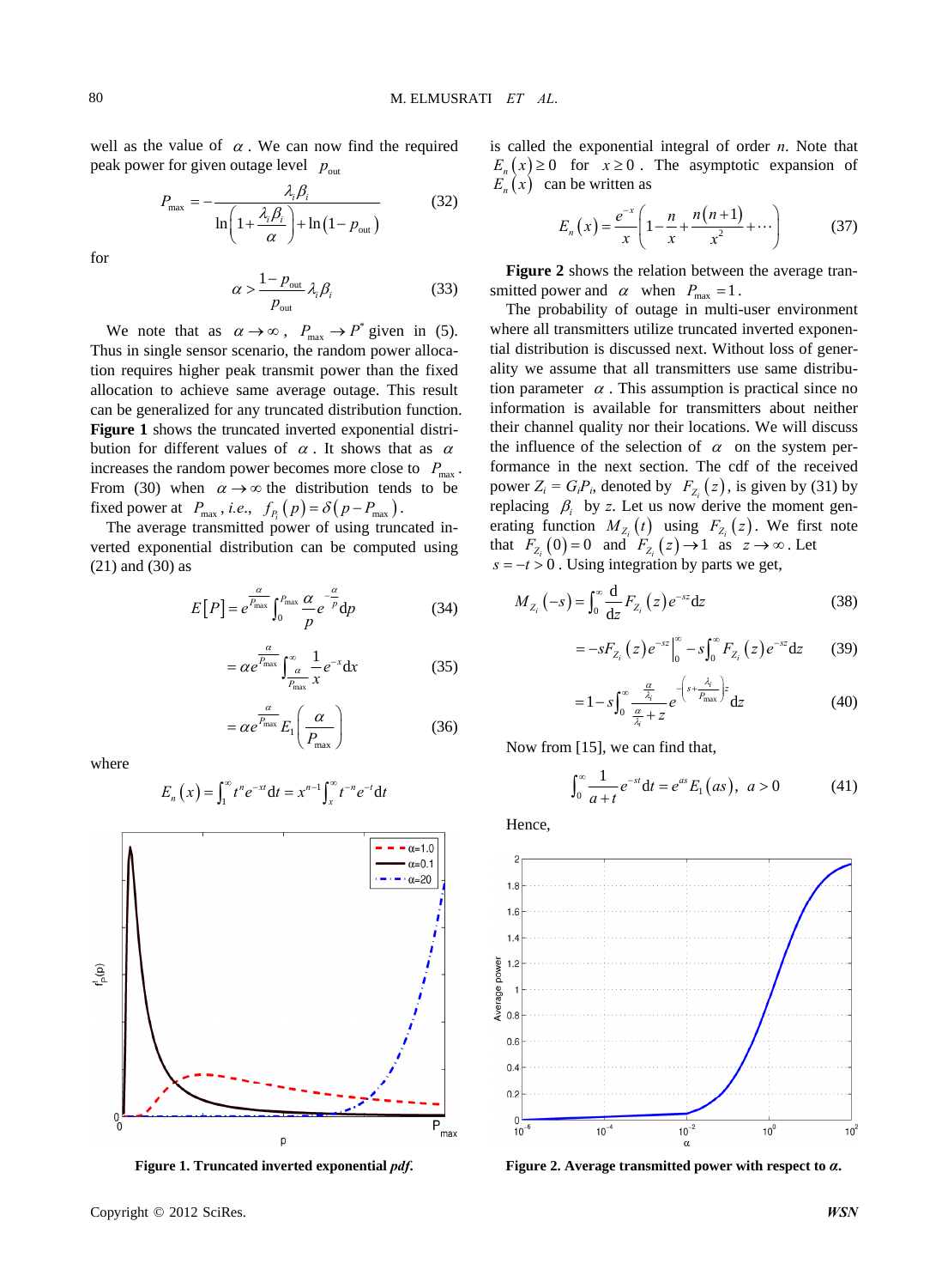well as the value of $\alpha$. We can now find the required peak power for given outage level $p_{out}$

$$P_{max} = -\frac{\lambda_i \beta_i}{\ln\left(1+\frac{\lambda_i \beta_i}{\alpha}\right)+\ln\left(1-p_{out}\right)} \tag{32}$$

for

$$\alpha > \frac{1-p_{out}}{p_{out}}\lambda_i \beta_i \tag{33}$$

We note that as $\alpha \to \infty$, $P_{max} \to P^*$ given in (5). Thus in single sensor scenario, the random power allocation requires higher peak transmit power than the fixed allocation to achieve same average outage. This result can be generalized for any truncated distribution function. **Figure 1** shows the truncated inverted exponential distribution for different values of $\alpha$. It shows that as $\alpha$ increases the random power becomes more close to $P_{max}$. From (30) when $\alpha \to \infty$ the distribution tends to be fixed power at $P_{max}$, *i.e.*, $f_{P_i}(p) = \delta(p - P_{max})$.

The average transmitted power of using truncated inverted exponential distribution can be computed using (21) and (30) as

$$E[P] = e^{\frac{\alpha}{P_{max}}}\int_0^{P_{max}} \frac{\alpha}{p} e^{-\frac{\alpha}{p}} \mathrm{d}p \tag{34}$$

$$= \alpha e^{\frac{\alpha}{P_{max}}}\int_{\frac{\alpha}{P_{max}}}^{\infty} \frac{1}{x} e^{-x} \mathrm{d}x \tag{35}$$

$$= \alpha e^{\frac{\alpha}{P_{max}}} E_1\left(\frac{\alpha}{P_{max}}\right) \tag{36}$$

where

$$E_n(x) = \int_1^{\infty} t^n e^{-xt}\mathrm{d}t = x^{n-1}\int_x^{\infty} t^{-n}e^{-t}\mathrm{d}t$$

Figure 1. Truncated inverted exponential *pdf*.

is called the exponential integral of order *n*. Note that $E_n(x) \geq 0$ for $x \geq 0$. The asymptotic expansion of $E_n(x)$ can be written as

$$E_n(x) = \frac{e^{-x}}{x}\left(1 - \frac{n}{x} + \frac{n(n+1)}{x^2} + \cdots\right) \tag{37}$$

**Figure 2** shows the relation between the average transmitted power and $\alpha$ when $P_{max} = 1$.

The probability of outage in multi-user environment where all transmitters utilize truncated inverted exponential distribution is discussed next. Without loss of generality we assume that all transmitters use same distribution parameter $\alpha$. This assumption is practical since no information is available for transmitters about neither their channel quality nor their locations. We will discuss the influence of the selection of $\alpha$ on the system performance in the next section. The cdf of the received power $Z_i = G_i P_i$, denoted by $F_{Z_i}(z)$, is given by (31) by replacing $\beta_i$ by *z*. Let us now derive the moment generating function $M_{Z_i}(t)$ using $F_{Z_i}(z)$. We first note that $F_{Z_i}(0) = 0$ and $F_{Z_i}(z) \to 1$ as $z \to \infty$. Let $s = -t > 0$. Using integration by parts we get,

$$M_{Z_i}(-s) = \int_0^{\infty} \frac{\mathrm{d}}{\mathrm{d}z} F_{Z_i}(z) e^{-sz}\mathrm{d}z \tag{38}$$

$$= -sF_{Z_i}(z)e^{-sz}\Big|_0^{\infty} - s\int_0^{\infty} F_{Z_i}(z)e^{-sz}\mathrm{d}z \tag{39}$$

$$= 1 - s\int_0^{\infty} \frac{\frac{\alpha}{\lambda_i}}{\frac{\alpha}{\lambda_i}+z} e^{-\left(s+\frac{\lambda_i}{P_{max}}\right)z}\mathrm{d}z \tag{40}$$

Now from [15], we can find that,

$$\int_0^{\infty} \frac{1}{a+t}e^{-st}\mathrm{d}t = e^{as}E_1(as), \; a > 0 \tag{41}$$

Hence,

Figure 2. Average transmitted power with respect to $\alpha$.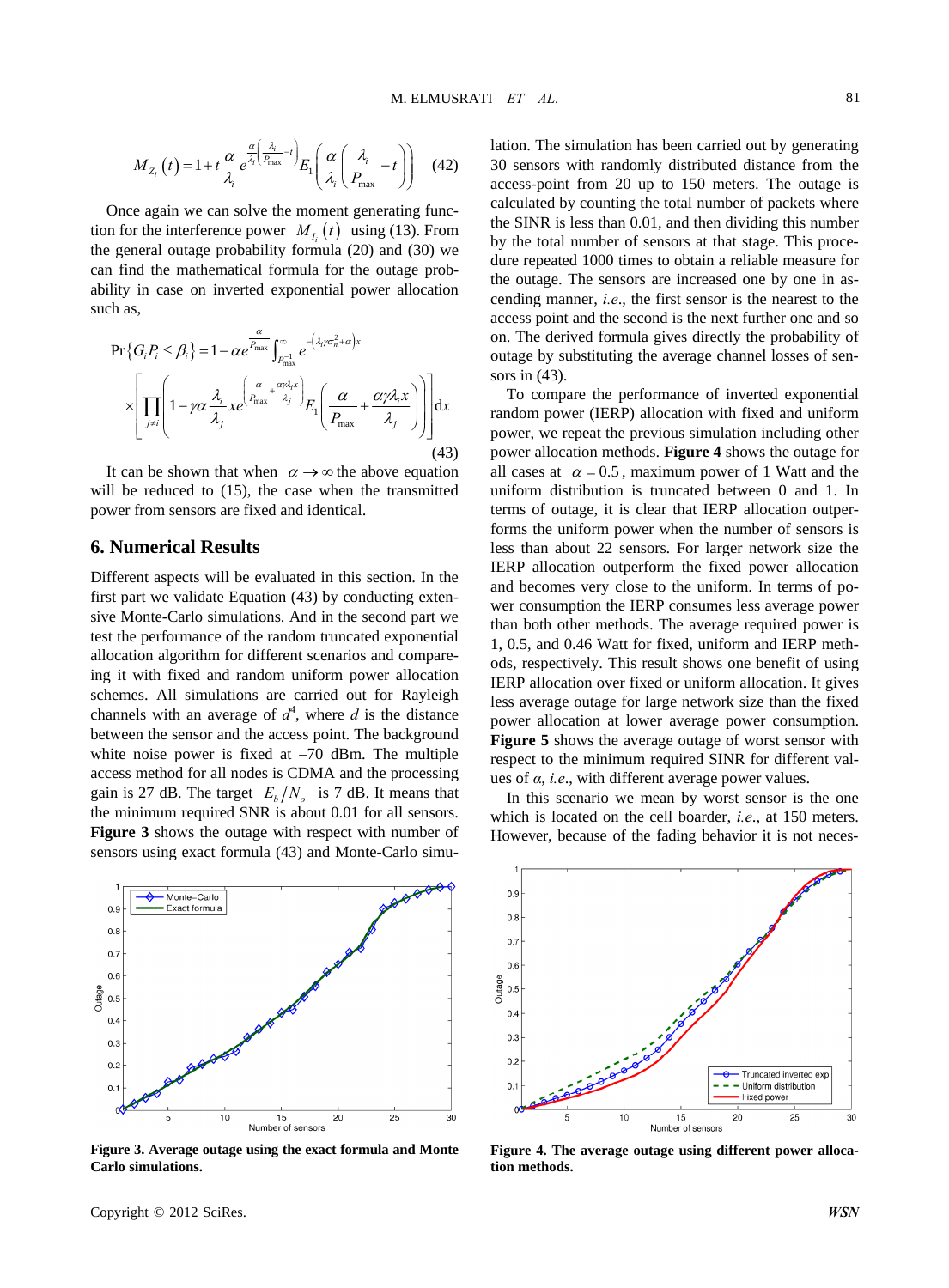$$M_{Z_i}(t) = 1 + t\frac{\alpha}{\lambda_i} e^{\frac{\alpha}{\lambda_i}\left(\frac{\lambda_i}{P_{\max}} - t\right)} E_1\left(\frac{\alpha}{\lambda_i}\left(\frac{\lambda_i}{P_{\max}} - t\right)\right) \quad (42)$$

Once again we can solve the moment generating function for the interference power $M_{I_i}(t)$ using (13). From the general outage probability formula (20) and (30) we can find the mathematical formula for the outage probability in case on inverted exponential power allocation such as,

$$\Pr\{G_i P_i \le \beta_i\} = 1 - \alpha e^{\frac{\alpha}{P_{\max}}} \int_{P_{\max}^{-1}}^{\infty} e^{-\left(\lambda_i \gamma \sigma_n^2 + \alpha\right)x} \times \left[\prod_{j \ne i}\left(1 - \gamma\alpha\frac{\lambda_i}{\lambda_j} x e^{\left(\frac{\alpha}{P_{\max}} + \frac{\alpha\gamma\lambda_i x}{\lambda_j}\right)} E_1\left(\frac{\alpha}{P_{\max}} + \frac{\alpha\gamma\lambda_i x}{\lambda_j}\right)\right)\right] \mathrm{d}x \quad (43)$$

It can be shown that when $\alpha \to \infty$ the above equation will be reduced to (15), the case when the transmitted power from sensors are fixed and identical.

## 6. Numerical Results

Different aspects will be evaluated in this section. In the first part we validate Equation (43) by conducting extensive Monte-Carlo simulations. And in the second part we test the performance of the random truncated exponential allocation algorithm for different scenarios and comparing it with fixed and random uniform power allocation schemes. All simulations are carried out for Rayleigh channels with an average of $d^4$, where $d$ is the distance between the sensor and the access point. The background white noise power is fixed at –70 dBm. The multiple access method for all nodes is CDMA and the processing gain is 27 dB. The target $E_b/N_o$ is 7 dB. It means that the minimum required SNR is about 0.01 for all sensors. **Figure 3** shows the outage with respect with number of sensors using exact formula (43) and Monte-Carlo simulation. The simulation has been carried out by generating 30 sensors with randomly distributed distance from the access-point from 20 up to 150 meters. The outage is calculated by counting the total number of packets where the SINR is less than 0.01, and then dividing this number by the total number of sensors at that stage. This procedure repeated 1000 times to obtain a reliable measure for the outage. The sensors are increased one by one in ascending manner, *i.e.*, the first sensor is the nearest to the access point and the second is the next further one and so on. The derived formula gives directly the probability of outage by substituting the average channel losses of sensors in (43).

To compare the performance of inverted exponential random power (IERP) allocation with fixed and uniform power, we repeat the previous simulation including other power allocation methods. **Figure 4** shows the outage for all cases at $\alpha = 0.5$, maximum power of 1 Watt and the uniform distribution is truncated between 0 and 1. In terms of outage, it is clear that IERP allocation outperforms the uniform power when the number of sensors is less than about 22 sensors. For larger network size the IERP allocation outperform the fixed power allocation and becomes very close to the uniform. In terms of power consumption the IERP consumes less average power than both other methods. The average required power is 1, 0.5, and 0.46 Watt for fixed, uniform and IERP methods, respectively. This result shows one benefit of using IERP allocation over fixed or uniform allocation. It gives less average outage for large network size than the fixed power allocation at lower average power consumption. **Figure 5** shows the average outage of worst sensor with respect to the minimum required SINR for different values of $\alpha$, *i.e.*, with different average power values.

In this scenario we mean by worst sensor is the one which is located on the cell boarder, *i.e.*, at 150 meters. However, because of the fading behavior it is not neces-

**Figure 3. Average outage using the exact formula and Monte Carlo simulations.**

**Figure 4. The average outage using different power allocation methods.**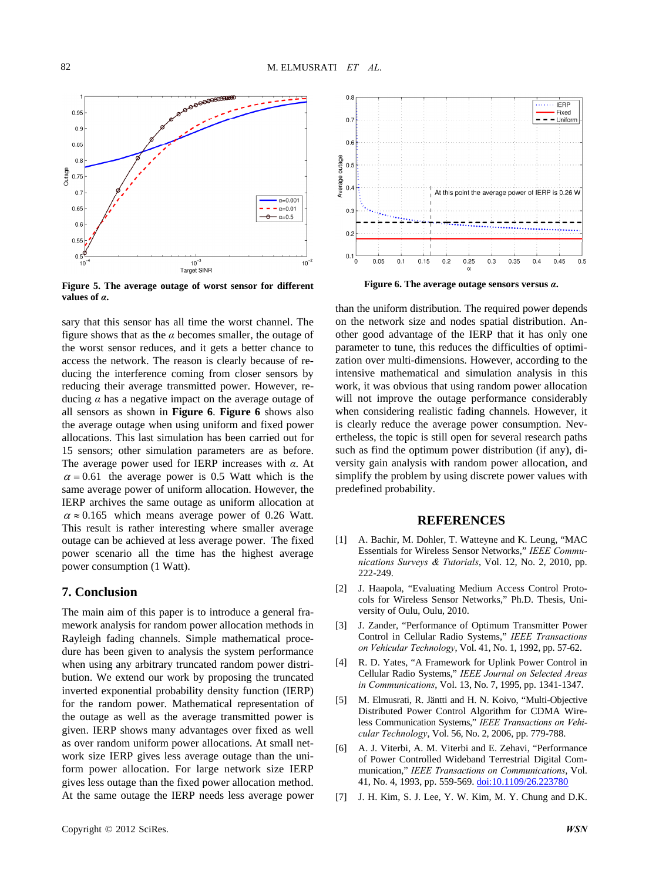Figure 5. The average outage of worst sensor for different values of *α*.

Figure 6. The average outage sensors versus *α*.

sary that this sensor has all time the worst channel. The figure shows that as the $\alpha$ becomes smaller, the outage of the worst sensor reduces, and it gets a better chance to access the network. The reason is clearly because of reducing the interference coming from closer sensors by reducing their average transmitted power. However, reducing $\alpha$ has a negative impact on the average outage of all sensors as shown in **Figure 6**. **Figure 6** shows also the average outage when using uniform and fixed power allocations. This last simulation has been carried out for 15 sensors; other simulation parameters are as before. The average power used for IERP increases with $\alpha$. At $\alpha = 0.61$ the average power is 0.5 Watt which is the same average power of uniform allocation. However, the IERP archives the same outage as uniform allocation at $\alpha \approx 0.165$ which means average power of 0.26 Watt. This result is rather interesting where smaller average outage can be achieved at less average power. The fixed power scenario all the time has the highest average power consumption (1 Watt).

## 7. Conclusion

The main aim of this paper is to introduce a general framework analysis for random power allocation methods in Rayleigh fading channels. Simple mathematical procedure has been given to analysis the system performance when using any arbitrary truncated random power distribution. We extend our work by proposing the truncated inverted exponential probability density function (IERP) for the random power. Mathematical representation of the outage as well as the average transmitted power is given. IERP shows many advantages over fixed as well as over random uniform power allocations. At small network size IERP gives less average outage than the uniform power allocation. For large network size IERP gives less outage than the fixed power allocation method. At the same outage the IERP needs less average power than the uniform distribution. The required power depends on the network size and nodes spatial distribution. Another good advantage of the IERP that it has only one parameter to tune, this reduces the difficulties of optimization over multi-dimensions. However, according to the intensive mathematical and simulation analysis in this work, it was obvious that using random power allocation will not improve the outage performance considerably when considering realistic fading channels. However, it is clearly reduce the average power consumption. Nevertheless, the topic is still open for several research paths such as find the optimum power distribution (if any), diversity gain analysis with random power allocation, and simplify the problem by using discrete power values with predefined probability.

## REFERENCES

[1] A. Bachir, M. Dohler, T. Watteyne and K. Leung, "MAC Essentials for Wireless Sensor Networks," *IEEE Communications Surveys & Tutorials*, Vol. 12, No. 2, 2010, pp. 222-249.

[2] J. Haapola, "Evaluating Medium Access Control Protocols for Wireless Sensor Networks," Ph.D. Thesis, University of Oulu, Oulu, 2010.

[3] J. Zander, "Performance of Optimum Transmitter Power Control in Cellular Radio Systems," *IEEE Transactions on Vehicular Technology*, Vol. 41, No. 1, 1992, pp. 57-62.

[4] R. D. Yates, "A Framework for Uplink Power Control in Cellular Radio Systems," *IEEE Journal on Selected Areas in Communications*, Vol. 13, No. 7, 1995, pp. 1341-1347.

[5] M. Elmusrati, R. Jäntti and H. N. Koivo, "Multi-Objective Distributed Power Control Algorithm for CDMA Wireless Communication Systems," *IEEE Transactions on Vehicular Technology*, Vol. 56, No. 2, 2006, pp. 779-788.

[6] A. J. Viterbi, A. M. Viterbi and E. Zehavi, "Performance of Power Controlled Wideband Terrestrial Digital Communication," *IEEE Transactions on Communications*, Vol. 41, No. 4, 1993, pp. 559-569. doi:10.1109/26.223780

[7] J. H. Kim, S. J. Lee, Y. W. Kim, M. Y. Chung and D.K.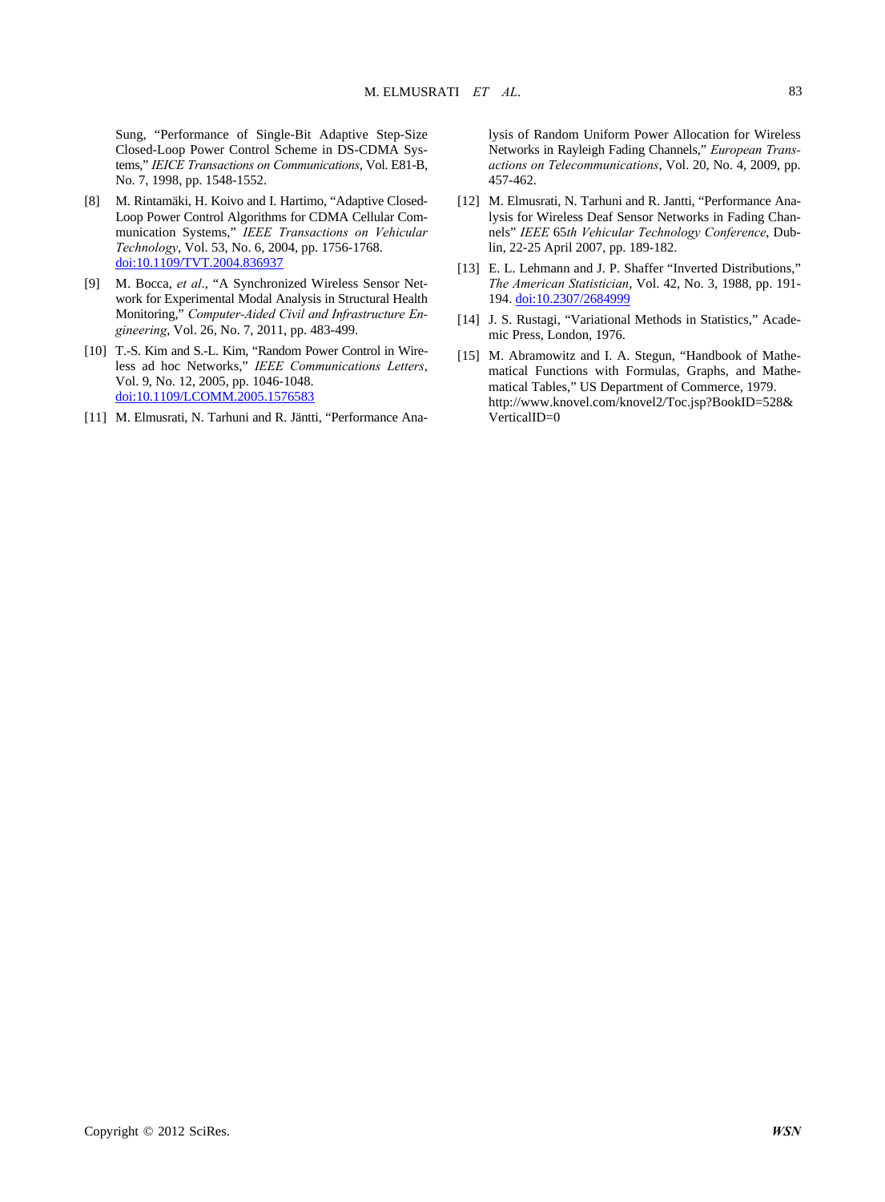Sung, "Performance of Single-Bit Adaptive Step-Size Closed-Loop Power Control Scheme in DS-CDMA Systems," *IEICE Transactions on Communications*, Vol. E81-B, No. 7, 1998, pp. 1548-1552.

[8] M. Rintamäki, H. Koivo and I. Hartimo, "Adaptive Closed-Loop Power Control Algorithms for CDMA Cellular Communication Systems," *IEEE Transactions on Vehicular Technology*, Vol. 53, No. 6, 2004, pp. 1756-1768. doi:10.1109/TVT.2004.836937

[9] M. Bocca, *et al*., "A Synchronized Wireless Sensor Network for Experimental Modal Analysis in Structural Health Monitoring," *Computer-Aided Civil and Infrastructure Engineering*, Vol. 26, No. 7, 2011, pp. 483-499.

[10] T.-S. Kim and S.-L. Kim, "Random Power Control in Wireless ad hoc Networks," *IEEE Communications Letters*, Vol. 9, No. 12, 2005, pp. 1046-1048. doi:10.1109/LCOMM.2005.1576583

[11] M. Elmusrati, N. Tarhuni and R. Jäntti, "Performance Analysis of Random Uniform Power Allocation for Wireless Networks in Rayleigh Fading Channels," *European Transactions on Telecommunications*, Vol. 20, No. 4, 2009, pp. 457-462.

[12] M. Elmusrati, N. Tarhuni and R. Jantti, "Performance Analysis for Wireless Deaf Sensor Networks in Fading Channels" *IEEE* 65*th Vehicular Technology Conference*, Dublin, 22-25 April 2007, pp. 189-182.

[13] E. L. Lehmann and J. P. Shaffer "Inverted Distributions," *The American Statistician*, Vol. 42, No. 3, 1988, pp. 191-194. doi:10.2307/2684999

[14] J. S. Rustagi, "Variational Methods in Statistics," Academic Press, London, 1976.

[15] M. Abramowitz and I. A. Stegun, "Handbook of Mathematical Functions with Formulas, Graphs, and Mathematical Tables," US Department of Commerce, 1979. http://www.knovel.com/knovel2/Toc.jsp?BookID=528&VerticalID=0